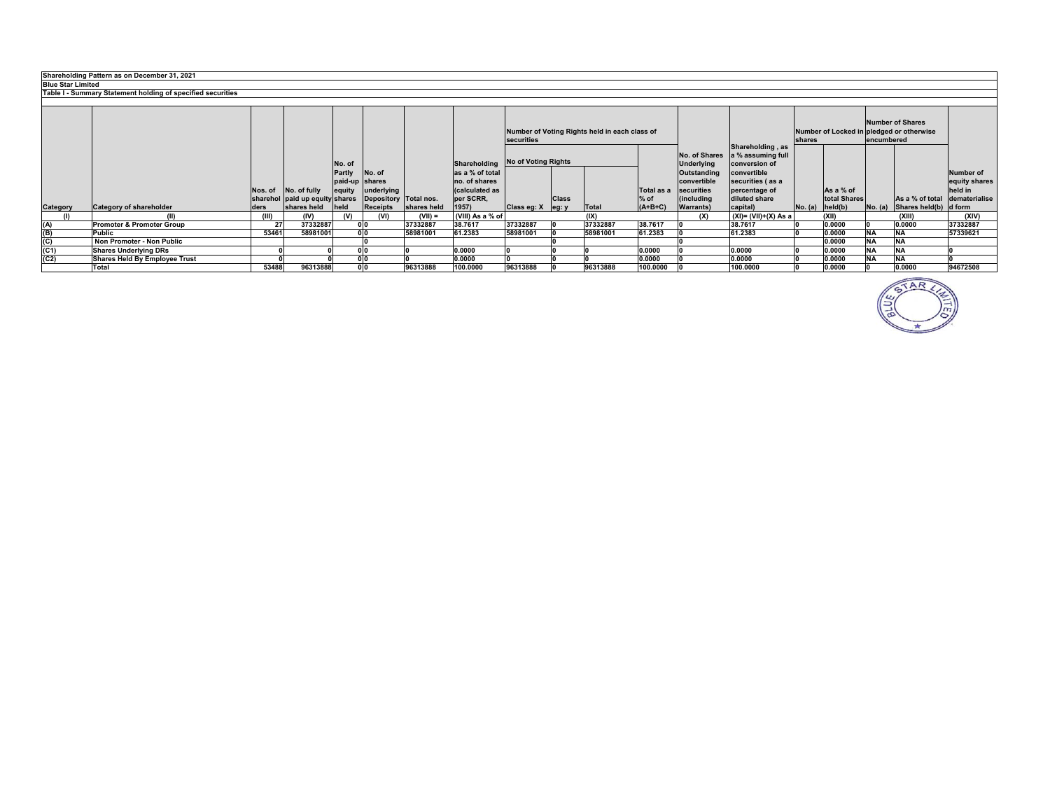**Shareholding Pattern as on December 31, 2021**

**Blue Star Limited**

**Table I - Summary Statement holding of specified securities**

| Category | Category of shareholder | Nos. of shareholders | No. of fully paid up equity shares held | No. of Partly paid-up equity shares held | No. of shares underlying Depository Receipts | Total nos. shares held | Shareholding as a % of total no. of shares (calculated as per SCRR, 1957) | Number of Voting Rights held in each class of securities | | | | No. of Shares Underlying Outstanding convertible securities (including Warrants) | Shareholding , as a % assuming full conversion of convertible securities ( as a percentage of diluted share capital) | Number of Locked in shares | | Number of Shares pledged or otherwise encumbered | | Number of equity shares held in dematerialised form |
|---|---|---|---|---|---|---|---|---|---|---|---|---|---|---|---|---|---|---|
| | | | | | | | | No of Voting Rights | | | Total as a % of (A+B+C) | | | No. (a) | As a % of total Shares held(b) | No. (a) | As a % of total Shares held(b) | |
| | | | | | | | | Class eg: X | Class eg: y | Total | | | | | | | | |
| (I) | (II) | (III) | (IV) | (V) | (VI) | (VII) = | (VIII) As a % of | | | (IX) | | (X) | (XI)= (VII)+(X) As a | | (XII) | | (XIII) | (XIV) |
| (A) | Promoter & Promoter Group | 27 | 37332887 | 0 | 0 | 37332887 | 38.7617 | 37332887 | 0 | 37332887 | 38.7617 | 0 | 38.7617 | 0 | 0.0000 | 0 | 0.0000 | 37332887 |
| (B) | Public | 53461 | 58981001 | 0 | 0 | 58981001 | 61.2383 | 58981001 | 0 | 58981001 | 61.2383 | 0 | 61.2383 | 0 | 0.0000 | NA | NA | 57339621 |
| (C) | Non Promoter - Non Public | | | | 0 | | | | 0 | | | 0 | | | 0.0000 | NA | NA | |
| (C1) | Shares Underlying DRs | 0 | 0 | 0 | 0 | 0 | 0.0000 | 0 | 0 | 0 | 0.0000 | 0 | 0.0000 | 0 | 0.0000 | NA | NA | 0 |
| (C2) | Shares Held By Employee Trust | 0 | 0 | 0 | 0 | 0 | 0.0000 | 0 | 0 | 0 | 0.0000 | 0 | 0.0000 | 0 | 0.0000 | NA | NA | 0 |
| | Total | 53488 | 96313888 | 0 | 0 | 96313888 | 100.0000 | 96313888 | 0 | 96313888 | 100.0000 | 0 | 100.0000 | 0 | 0.0000 | 0 | 0.0000 | 94672508 |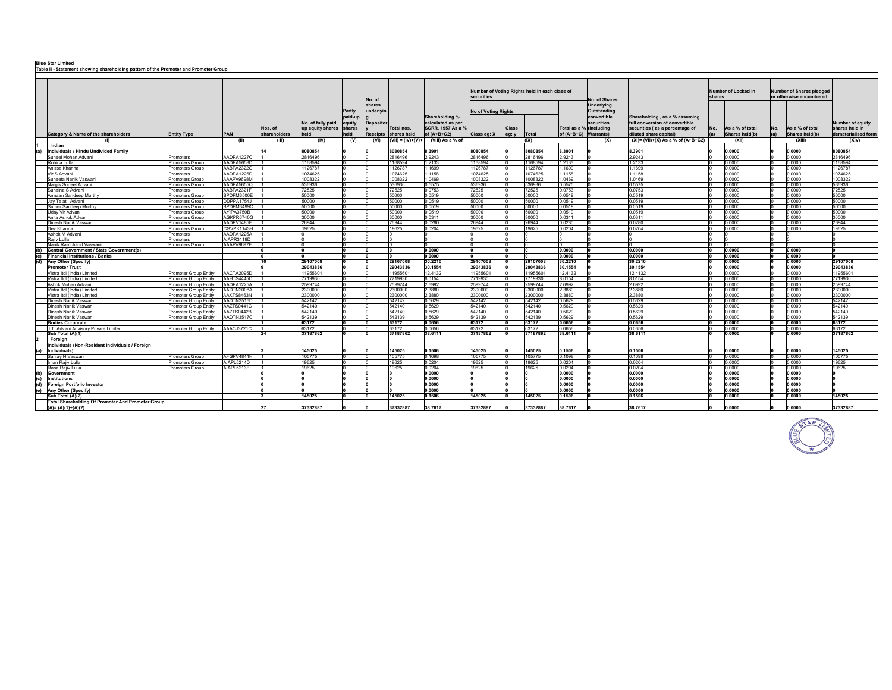**Blue Star Limited**

**Table II - Statement showing shareholding pattern of the Promoter and Promoter Group**

| | Category & Name of the shareholders | Entity Type | PAN | Nos. of shareholders | No. of fully paid up equity shares held | Partly paid-up equity shares held | No. of shares underlying Depository Receipts | Total nos. shares held | Shareholding % calculated as per SCRR, 1957 As a % of (A+B+C2) | Number of Voting Rights held in each class of securities | | | | No. of Shares Underlying Outstanding convertible securities (including Warrants) | Shareholding , as a % assuming full conversion of convertible securities ( as a percentage of diluted share capital) | Number of Locked in shares | | Number of Shares pledged or otherwise encumbered | | Number of equity shares held in dematerialised form |
|---|---|---|---|---|---|---|---|---|---|---|---|---|---|---|---|---|---|---|---|---|
| | | | | | | | | | | No of Voting Rights | | | Total as a % of (A+B+C) | | | No. (a) | As a % of total Shares held(b) | No. (a) | As a % of total Shares held(b) | |
| | | | | | | | | | | Class eg: X | Class eg: y | Total | | | | | | | | |
| | (I) | | (II) | (III) | (IV) | (V) | (VI) | (VII) = (IV)+(V)+ (VI) | (VIII) As a % of (A+B+C2) | | | (IX) | | (X) | (XI)= (VII)+(X) As a % of (A+B+C2) | | (XII) | | (XIII) | (XIV) |
| 1 | Indian | | | | | | | | | | | | | | | | | | | |
| (a) | **Individuals / Hindu Undivided Family** | | | **14** | **8080854** | **0** | **0** | **8080854** | **8.3901** | **8080854** | **0** | **8080854** | **8.3901** | **0** | **8.3901** | **0** | **0.0000** | **0** | **0.0000** | **8080854** |
| | Suneel Mohan Advani | Promoters | AADPA1227C | 1 | 2816496 | 0 | 0 | 2816496 | 2.9243 | 2816496 | 0 | 2816496 | 2.9243 | 0 | 2.9243 | 0 | 0.0000 | 0 | 0.0000 | 2816496 |
| | Rohina Lulla | Promoters Group | AADPA5658D | 1 | 1168594 | 0 | 0 | 1168594 | 1.2133 | 1168594 | 0 | 1168594 | 1.2133 | 0 | 1.2133 | 0 | 0.0000 | 0 | 0.0000 | 1168594 |
| | Anissa Khanna | Promoters Group | AABPA2322G | 1 | 1126787 | 0 | 0 | 1126787 | 1.1699 | 1126787 | 0 | 1126787 | 1.1699 | 0 | 1.1699 | 0 | 0.0000 | 0 | 0.0000 | 1126787 |
| | Vir S Advani | Promoters | AADPA1226D | 1 | 1074625 | 0 | 0 | 1074625 | 1.1158 | 1074625 | 0 | 1074625 | 1.1158 | 0 | 1.1158 | 0 | 0.0000 | 0 | 0.0000 | 1074625 |
| | Suneeta Nanik Vaswani | Promoters Group | AAAPV9698M | 1 | 1008322 | 0 | 0 | 1008322 | 1.0469 | 1008322 | 0 | 1008322 | 1.0469 | 0 | 1.0469 | 0 | 0.0000 | 0 | 0.0000 | 1008322 |
| | Nargis Suneel Advani | Promoters Group | AADPA5655Q | 1 | 536936 | 0 | 0 | 536936 | 0.5575 | 536936 | 0 | 536936 | 0.5575 | 0 | 0.5575 | 0 | 0.0000 | 0 | 0.0000 | 536936 |
| | Sunaina S Advani | Promoters | AABPA2321F | 1 | 72525 | 0 | 0 | 72525 | 0.0753 | 72525 | 0 | 72525 | 0.0753 | 0 | 0.0753 | 0 | 0.0000 | 0 | 0.0000 | 72525 |
| | Armaan Sandeep Murthy | Promoters Group | BPDPM3500E | 1 | 50000 | 0 | 0 | 50000 | 0.0519 | 50000 | 0 | 50000 | 0.0519 | 0 | 0.0519 | 0 | 0.0000 | 0 | 0.0000 | 50000 |
| | Jay Talati Advani | Promoters Group | DDPPA1754J | 1 | 50000 | 0 | 0 | 50000 | 0.0519 | 50000 | 0 | 50000 | 0.0519 | 0 | 0.0519 | 0 | 0.0000 | 0 | 0.0000 | 50000 |
| | Sumer Sandeep Murthy | Promoters Group | BPDPM3499C | 1 | 50000 | 0 | 0 | 50000 | 0.0519 | 50000 | 0 | 50000 | 0.0519 | 0 | 0.0519 | 0 | 0.0000 | 0 | 0.0000 | 50000 |
| | Uday Vir Advani | Promoters Group | AYIPA3750B | 1 | 50000 | 0 | 0 | 50000 | 0.0519 | 50000 | 0 | 50000 | 0.0519 | 0 | 0.0519 | 0 | 0.0000 | 0 | 0.0000 | 50000 |
| | Anita Ashok Advani | Promoters Group | AGKPR6740G | 1 | 30000 | 0 | 0 | 30000 | 0.0311 | 30000 | 0 | 30000 | 0.0311 | 0 | 0.0311 | 0 | 0.0000 | 0 | 0.0000 | 30000 |
| | Dinesh Nanik Vaswani | Promoters | AADPV1485F | 1 | 26944 | 0 | 0 | 26944 | 0.0280 | 26944 | 0 | 26944 | 0.0280 | 0 | 0.0280 | 0 | 0.0000 | 0 | 0.0000 | 26944 |
| | Dev Khanna | Promoters Group | CGVPK1143H | 1 | 19625 | 0 | 0 | 19625 | 0.0204 | 19625 | 0 | 19625 | 0.0204 | 0 | 0.0204 | 0 | 0.0000 | 0 | 0.0000 | 19625 |
| | Ashok M Advani | Promoters | AADPA1225A | 1 | 0 | 0 | 0 | 0 | 0 | 0 | 0 | 0 | 0 | 0 | 0 | 0 | 0 | 0 | 0 | 0 |
| | Rajiv Lulla | Promoters | AIAPR3119D | 1 | 0 | 0 | 0 | 0 | 0 | 0 | 0 | 0 | 0 | 0 | 0 | 0 | 0 | 0 | 0 | 0 |
| | Nanik Ramchand Vaswani | Promoters Group | AAAPV9697E | 1 | 0 | 0 | 0 | 0 | 0 | 0 | 0 | 0 | 0 | 0 | 0 | 0 | 0 | 0 | 0 | 0 |
| (b) | **Central Government / State Government(s)** | | | **0** | **0** | **0** | **0** | **0** | **0.0000** | **0** | **0** | **0** | **0.0000** | **0** | **0.0000** | **0** | **0.0000** | **0** | **0.0000** | **0** |
| (c) | **Financial Institutions / Banks** | | | **0** | **0** | **0** | **0** | **0** | **0.0000** | **0** | **0** | **0** | **0.0000** | **0** | **0.0000** | **0** | **0.0000** | **0** | **0.0000** | **0** |
| (d) | **Any Other (Specify)** | | | **10** | **29107008** | **0** | **0** | **29107008** | **30.2210** | **29107008** | **0** | **29107008** | **30.2210** | **0** | **30.2210** | **0** | **0.0000** | **0** | **0.0000** | **29107008** |
| | **Promoter Trust** | | | **9** | **29043836** | **0** | **0** | **29043836** | **30.1554** | **29043836** | **0** | **29043836** | **30.1554** | **0** | **30.1554** | **0** | **0.0000** | **0** | **0.0000** | **29043836** |
| | Vistra Itcl (India) Limited | Promoter Group Entity | AACTA2095D | 1 | 11955601 | 0 | 0 | 11955601 | 12.4132 | 11955601 | 0 | 11955601 | 12.4132 | 0 | 12.4132 | 0 | 0.0000 | 0 | 0.0000 | 11955601 |
| | Vistra Itcl (India) Limited | Promoter Group Entity | AAHTS4445C | 1 | 7719930 | 0 | 0 | 7719930 | 8.0154 | 7719930 | 0 | 7719930 | 8.0154 | 0 | 8.0154 | 0 | 0.0000 | 0 | 0.0000 | 7719930 |
| | Ashok Mohan Advani | Promoter Group Entity | AADPA1225A | 1 | 2599744 | 0 | 0 | 2599744 | 2.6992 | 2599744 | 0 | 2599744 | 2.6992 | 0 | 2.6992 | 0 | 0.0000 | 0 | 0.0000 | 2599744 |
| | Vistra Itcl (India) Limited | Promoter Group Entity | AADTN2008A | 1 | 2300000 | 0 | 0 | 2300000 | 2.3880 | 2300000 | 0 | 2300000 | 2.3880 | 0 | 2.3880 | 0 | 0.0000 | 0 | 0.0000 | 2300000 |
| | Vistra Itcl (India) Limited | Promoter Group Entity | AAXTS8463N | 1 | 2300000 | 0 | 0 | 2300000 | 2.3880 | 2300000 | 0 | 2300000 | 2.3880 | 0 | 2.3880 | 0 | 0.0000 | 0 | 0.0000 | 2300000 |
| | Dinesh Nanik Vaswani | Promoter Group Entity | AADTN3516D | 1 | 542142 | 0 | 0 | 542142 | 0.5629 | 542142 | 0 | 542142 | 0.5629 | 0 | 0.5629 | 0 | 0.0000 | 0 | 0.0000 | 542142 |
| | Dinesh Nanik Vaswani | Promoter Group Entity | AAZTS0441C | 1 | 542140 | 0 | 0 | 542140 | 0.5629 | 542140 | 0 | 542140 | 0.5629 | 0 | 0.5629 | 0 | 0.0000 | 0 | 0.0000 | 542140 |
| | Dinesh Nanik Vaswani | Promoter Group Entity | AAZTS0442B | 1 | 542140 | 0 | 0 | 542140 | 0.5629 | 542140 | 0 | 542140 | 0.5629 | 0 | 0.5629 | 0 | 0.0000 | 0 | 0.0000 | 542140 |
| | Dinesh Nanik Vaswani | Promoter Group Entity | AADTN3517C | 1 | 542139 | 0 | 0 | 542139 | 0.5629 | 542139 | 0 | 542139 | 0.5629 | 0 | 0.5629 | 0 | 0.0000 | 0 | 0.0000 | 542139 |
| | **Bodies Corporate** | | | **1** | **63172** | **0** | **0** | **63172** | **0.0656** | **63172** | **0** | **63172** | **0.0656** | **0** | **0.0656** | **0** | **0.0000** | **0** | **0.0000** | **63172** |
| | J.T. Advani Advisory Private Limited | Promoter Group Entity | AAACJ3721C | 1 | 63172 | 0 | 0 | 63172 | 0.0656 | 63172 | 0 | 63172 | 0.0656 | 0 | 0.0656 | 0 | 0.0000 | 0 | 0.0000 | 63172 |
| | **Sub Total (A)(1)** | | | **24** | **37187862** | **0** | **0** | **37187862** | **38.6111** | **37187862** | **0** | **37187862** | **38.6111** | **0** | **38.6111** | **0** | **0.0000** | **0** | **0.0000** | **37187862** |
| 2 | Foreign | | | | | | | | | | | | | | | | | | | |
| (a) | **Individuals (Non-Resident Individuals / Foreign Individuals)** | | | **3** | **145025** | **0** | **0** | **145025** | **0.1506** | **145025** | **0** | **145025** | **0.1506** | **0** | **0.1506** | **0** | **0.0000** | **0** | **0.0000** | **145025** |
| | Sanjay N Vaswani | Promoters Group | AFGPV4844N | 1 | 105775 | 0 | 0 | 105775 | 0.1098 | 105775 | 0 | 105775 | 0.1098 | 0 | 0.1098 | 0 | 0.0000 | 0 | 0.0000 | 105775 |
| | Iman Rajiv Lulla | Promoters Group | AIAPL5214D | 1 | 19625 | 0 | 0 | 19625 | 0.0204 | 19625 | 0 | 19625 | 0.0204 | 0 | 0.0204 | 0 | 0.0000 | 0 | 0.0000 | 19625 |
| | Rana Rajiv Lulla | Promoters Group | AIAPL5213E | 1 | 19625 | 0 | 0 | 19625 | 0.0204 | 19625 | 0 | 19625 | 0.0204 | 0 | 0.0204 | 0 | 0.0000 | 0 | 0.0000 | 19625 |
| (b) | **Government** | | | **0** | **0** | **0** | **0** | **0** | **0.0000** | **0** | **0** | **0** | **0.0000** | **0** | **0.0000** | **0** | **0.0000** | **0** | **0.0000** | **0** |
| (c) | **Institutions** | | | **0** | **0** | **0** | **0** | **0** | **0.0000** | **0** | **0** | **0** | **0.0000** | **0** | **0.0000** | **0** | **0.0000** | **0** | **0.0000** | **0** |
| (d) | **Foreign Portfolio Investor** | | | **0** | **0** | **0** | **0** | **0** | **0.0000** | **0** | **0** | **0** | **0.0000** | **0** | **0.0000** | **0** | **0.0000** | **0** | **0.0000** | **0** |
| (e) | **Any Other (Specify)** | | | **0** | **0** | **0** | **0** | **0** | **0.0000** | **0** | **0** | **0** | **0.0000** | **0** | **0.0000** | **0** | **0.0000** | **0** | **0.0000** | **0** |
| | **Sub Total (A)(2)** | | | **3** | **145025** | **0** | **0** | **145025** | **0.1506** | **145025** | **0** | **145025** | **0.1506** | **0** | **0.1506** | **0** | **0.0000** | **0** | **0.0000** | **145025** |
| | **Total Shareholding Of Promoter And Promoter Group (A)= (A)(1)+(A)(2)** | | | **27** | **37332887** | **0** | **0** | **37332887** | **38.7617** | **37332887** | **0** | **37332887** | **38.7617** | **0** | **38.7617** | **0** | **0.0000** | **0** | **0.0000** | **37332887** |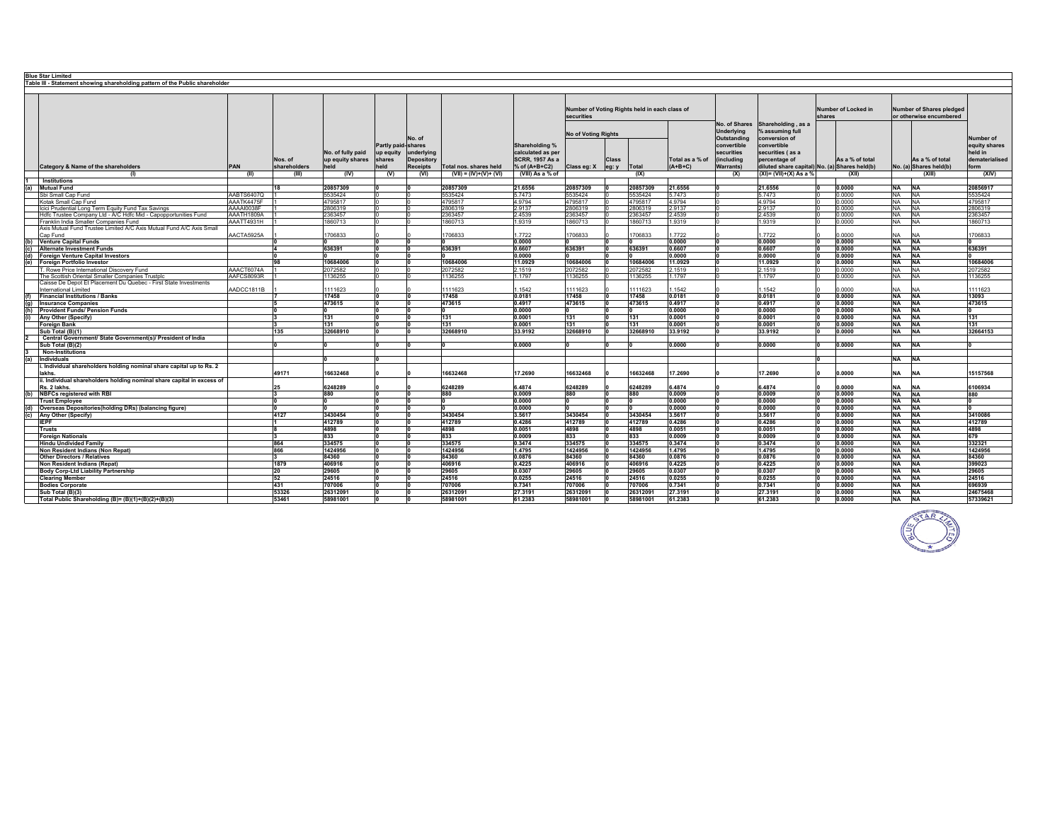**Blue Star Limited**

**Table III - Statement showing shareholding pattern of the Public shareholder**

| | Category & Name of the shareholders | PAN | Nos. of shareholders | No. of fully paid up equity shares held | Partly paid-up equity shares held | No. of shares underlying Depository Receipts | Total nos. shares held | Shareholding % calculated as per SCRR, 1957 As a % of (A+B+C2) | Number of Voting Rights held in each class of securities | | | | No. of Shares Underlying Outstanding convertible securities (including Warrants) | Shareholding , as a % assuming full conversion of convertible securities ( as a percentage of diluted share capital) | Number of Locked in shares | | Number of Shares pledged or otherwise encumbered | | Number of equity shares held in dematerialised form |
|---|---|---|---|---|---|---|---|---|---|---|---|---|---|---|---|---|---|---|---|
| | | | | | | | | | No of Voting Rights | | | Total as a % of (A+B+C) | | | No. (a) | As a % of total Shares held(b) | No. (a) | As a % of total Shares held(b) | |
| | | | | | | | | | Class eg: X | Class eg: y | Total | | | | | | | | |
| | (I) | (II) | (III) | (IV) | (V) | (VI) | (VII) = (IV)+(V)+ (VI) | (VIII) As a % of | | | (IX) | | (X) | (XI)= (VII)+(X) As a % | | (XII) | | (XIII) | (XIV) |
| 1 | **Institutions** | | | | | | | | | | | | | | | | | | |
| (a) | **Mutual Fund** | | 18 | 20857309 | 0 | 0 | 20857309 | 21.6556 | 20857309 | 0 | 20857309 | 21.6556 | 0 | 21.6556 | 0 | 0.0000 | NA | NA | 20856917 |
| | Sbi Small Cap Fund | AABTS6407Q | 1 | 5535424 | 0 | 0 | 5535424 | 5.7473 | 5535424 | 0 | 5535424 | 5.7473 | 0 | 5.7473 | 0 | 0.0000 | NA | NA | 5535424 |
| | Kotak Small Cap Fund | AAATK4475F | 1 | 4795817 | 0 | 0 | 4795817 | 4.9794 | 4795817 | 0 | 4795817 | 4.9794 | 0 | 4.9794 | 0 | 0.0000 | NA | NA | 4795817 |
| | Icici Prudential Long Term Equity Fund Tax Savings | AAAAI0038F | 1 | 2806319 | 0 | 0 | 2806319 | 2.9137 | 2806319 | 0 | 2806319 | 2.9137 | 0 | 2.9137 | 0 | 0.0000 | NA | NA | 2806319 |
| | Hdfc Trustee Company Ltd - A/C Hdfc Mid - Capopportunities Fund | AAATH1809A | 1 | 2363457 | 0 | 0 | 2363457 | 2.4539 | 2363457 | 0 | 2363457 | 2.4539 | 0 | 2.4539 | 0 | 0.0000 | NA | NA | 2363457 |
| | Franklin India Smaller Companies Fund | AAATT4931H | 1 | 1860713 | 0 | 0 | 1860713 | 1.9319 | 1860713 | 0 | 1860713 | 1.9319 | 0 | 1.9319 | 0 | 0.0000 | NA | NA | 1860713 |
| | Axis Mutual Fund Trustee Limited A/C Axis Mutual Fund A/C Axis Small Cap Fund | AACTA5925A | 1 | 1706833 | 0 | 0 | 1706833 | 1.7722 | 1706833 | 0 | 1706833 | 1.7722 | 0 | 1.7722 | 0 | 0.0000 | NA | NA | 1706833 |
| (b) | **Venture Capital Funds** | | 0 | 0 | 0 | 0 | 0 | 0.0000 | 0 | 0 | 0 | 0.0000 | 0 | 0.0000 | 0 | 0.0000 | NA | NA | 0 |
| (c) | **Alternate Investment Funds** | | 4 | 636391 | 0 | 0 | 636391 | 0.6607 | 636391 | 0 | 636391 | 0.6607 | 0 | 0.6607 | 0 | 0.0000 | NA | NA | 636391 |
| (d) | **Foreign Venture Capital Investors** | | 0 | 0 | 0 | 0 | 0 | 0.0000 | 0 | 0 | 0 | 0.0000 | 0 | 0.0000 | 0 | 0.0000 | NA | NA | 0 |
| (e) | **Foreign Portfolio Investor** | | 98 | 10684006 | 0 | 0 | 10684006 | 11.0929 | 10684006 | 0 | 10684006 | 11.0929 | 0 | 11.0929 | 0 | 0.0000 | NA | NA | 10684006 |
| | T. Rowe Price International Discovery Fund | AAACT6074A | 1 | 2072582 | 0 | 0 | 2072582 | 2.1519 | 2072582 | 0 | 2072582 | 2.1519 | 0 | 2.1519 | 0 | 0.0000 | NA | NA | 2072582 |
| | The Scottish Oriental Smaller Companies Trustplc | AAFCS8093R | 1 | 1136255 | 0 | 0 | 1136255 | 1.1797 | 1136255 | 0 | 1136255 | 1.1797 | 0 | 1.1797 | 0 | 0.0000 | NA | NA | 1136255 |
| | Caisse De Depot Et Placement Du Quebec - First State Investments International Limited | AADCC1811B | 1 | 1111623 | 0 | 0 | 1111623 | 1.1542 | 1111623 | 0 | 1111623 | 1.1542 | 0 | 1.1542 | 0 | 0.0000 | NA | NA | 1111623 |
| (f) | **Financial Institutions / Banks** | | 7 | 17458 | 0 | 0 | 17458 | 0.0181 | 17458 | 0 | 17458 | 0.0181 | 0 | 0.0181 | 0 | 0.0000 | NA | NA | 13093 |
| (g) | **Insurance Companies** | | 5 | 473615 | 0 | 0 | 473615 | 0.4917 | 473615 | 0 | 473615 | 0.4917 | 0 | 0.4917 | 0 | 0.0000 | NA | NA | 473615 |
| (h) | **Provident Funds/ Pension Funds** | | 0 | 0 | 0 | 0 | 0 | 0.0000 | 0 | 0 | 0 | 0.0000 | 0 | 0.0000 | 0 | 0.0000 | NA | NA | 0 |
| (i) | **Any Other (Specify)** | | 3 | 131 | 0 | 0 | 131 | 0.0001 | 131 | 0 | 131 | 0.0001 | 0 | 0.0001 | 0 | 0.0000 | NA | NA | 131 |
| | **Foreign Bank** | | 3 | 131 | 0 | 0 | 131 | 0.0001 | 131 | 0 | 131 | 0.0001 | 0 | 0.0001 | 0 | 0.0000 | NA | NA | 131 |
| | **Sub Total (B)(1)** | | 135 | 32668910 | 0 | 0 | 32668910 | 33.9192 | 32668910 | 0 | 32668910 | 33.9192 | 0 | 33.9192 | 0 | 0.0000 | NA | NA | 32664153 |
| 2 | **Central Government/ State Government(s)/ President of India** | | | | | | | | | | | | | | | | | | |
| | **Sub Total (B)(2)** | | 0 | 0 | 0 | 0 | 0 | 0.0000 | 0 | 0 | 0 | 0.0000 | 0 | 0.0000 | 0 | 0.0000 | NA | NA | 0 |
| 3 | **Non-Institutions** | | | | | | | | | | | | | | | | | | |
| (a) | **Individuals** | | | 0 | 0 | | | | | | | | | | 0 | | NA | NA | |
| | **i. Individual shareholders holding nominal share capital up to Rs. 2 lakhs.** | | 49171 | 16632468 | 0 | 0 | 16632468 | 17.2690 | 16632468 | 0 | 16632468 | 17.2690 | 0 | 17.2690 | 0 | 0.0000 | NA | NA | 15157568 |
| | **ii. Individual shareholders holding nominal share capital in excess of Rs. 2 lakhs.** | | 25 | 6248289 | 0 | 0 | 6248289 | 6.4874 | 6248289 | 0 | 6248289 | 6.4874 | 0 | 6.4874 | 0 | 0.0000 | NA | NA | 6106934 |
| (b) | **NBFCs registered with RBI** | | 3 | 880 | 0 | 0 | 880 | 0.0009 | 880 | 0 | 880 | 0.0009 | 0 | 0.0009 | 0 | 0.0000 | NA | NA | 880 |
| | **Trust Employee** | | 0 | 0 | 0 | 0 | 0 | 0.0000 | 0 | 0 | 0 | 0.0000 | 0 | 0.0000 | 0 | 0.0000 | NA | NA | 0 |
| (d) | **Overseas Depositories(holding DRs) (balancing figure)** | | 0 | 0 | 0 | 0 | 0 | 0.0000 | 0 | 0 | 0 | 0.0000 | 0 | 0.0000 | 0 | 0.0000 | NA | NA | 0 |
| (c) | **Any Other (Specify)** | | 4127 | 3430454 | 0 | 0 | 3430454 | 3.5617 | 3430454 | 0 | 3430454 | 3.5617 | 0 | 3.5617 | 0 | 0.0000 | NA | NA | 3410086 |
| | **IEPF** | | 1 | 412789 | 0 | 0 | 412789 | 0.4286 | 412789 | 0 | 412789 | 0.4286 | 0 | 0.4286 | 0 | 0.0000 | NA | NA | 412789 |
| | **Trusts** | | 8 | 4898 | 0 | 0 | 4898 | 0.0051 | 4898 | 0 | 4898 | 0.0051 | 0 | 0.0051 | 0 | 0.0000 | NA | NA | 4898 |
| | **Foreign Nationals** | | 3 | 833 | 0 | 0 | 833 | 0.0009 | 833 | 0 | 833 | 0.0009 | 0 | 0.0009 | 0 | 0.0000 | NA | NA | 679 |
| | **Hindu Undivided Family** | | 864 | 334575 | 0 | 0 | 334575 | 0.3474 | 334575 | 0 | 334575 | 0.3474 | 0 | 0.3474 | 0 | 0.0000 | NA | NA | 332321 |
| | **Non Resident Indians (Non Repat)** | | 866 | 1424956 | 0 | 0 | 1424956 | 1.4795 | 1424956 | 0 | 1424956 | 1.4795 | 0 | 1.4795 | 0 | 0.0000 | NA | NA | 1424956 |
| | **Other Directors / Relatives** | | 3 | 84360 | 0 | 0 | 84360 | 0.0876 | 84360 | 0 | 84360 | 0.0876 | 0 | 0.0876 | 0 | 0.0000 | NA | NA | 84360 |
| | **Non Resident Indians (Repat)** | | 1879 | 406916 | 0 | 0 | 406916 | 0.4225 | 406916 | 0 | 406916 | 0.4225 | 0 | 0.4225 | 0 | 0.0000 | NA | NA | 399023 |
| | **Body Corp-Ltd Liability Partnership** | | 20 | 29605 | 0 | 0 | 29605 | 0.0307 | 29605 | 0 | 29605 | 0.0307 | 0 | 0.0307 | 0 | 0.0000 | NA | NA | 29605 |
| | **Clearing Member** | | 52 | 24516 | 0 | 0 | 24516 | 0.0255 | 24516 | 0 | 24516 | 0.0255 | 0 | 0.0255 | 0 | 0.0000 | NA | NA | 24516 |
| | **Bodies Corporate** | | 431 | 707006 | 0 | 0 | 707006 | 0.7341 | 707006 | 0 | 707006 | 0.7341 | 0 | 0.7341 | 0 | 0.0000 | NA | NA | 696939 |
| | **Sub Total (B)(3)** | | 53326 | 26312091 | 0 | 0 | 26312091 | 27.3191 | 26312091 | 0 | 26312091 | 27.3191 | 0 | 27.3191 | 0 | 0.0000 | NA | NA | 24675468 |
| | **Total Public Shareholding (B)= (B)(1)+(B)(2)+(B)(3)** | | 53461 | 58981001 | 0 | 0 | 58981001 | 61.2383 | 58981001 | 0 | 58981001 | 61.2383 | 0 | 61.2383 | 0 | 0.0000 | NA | NA | 57339621 |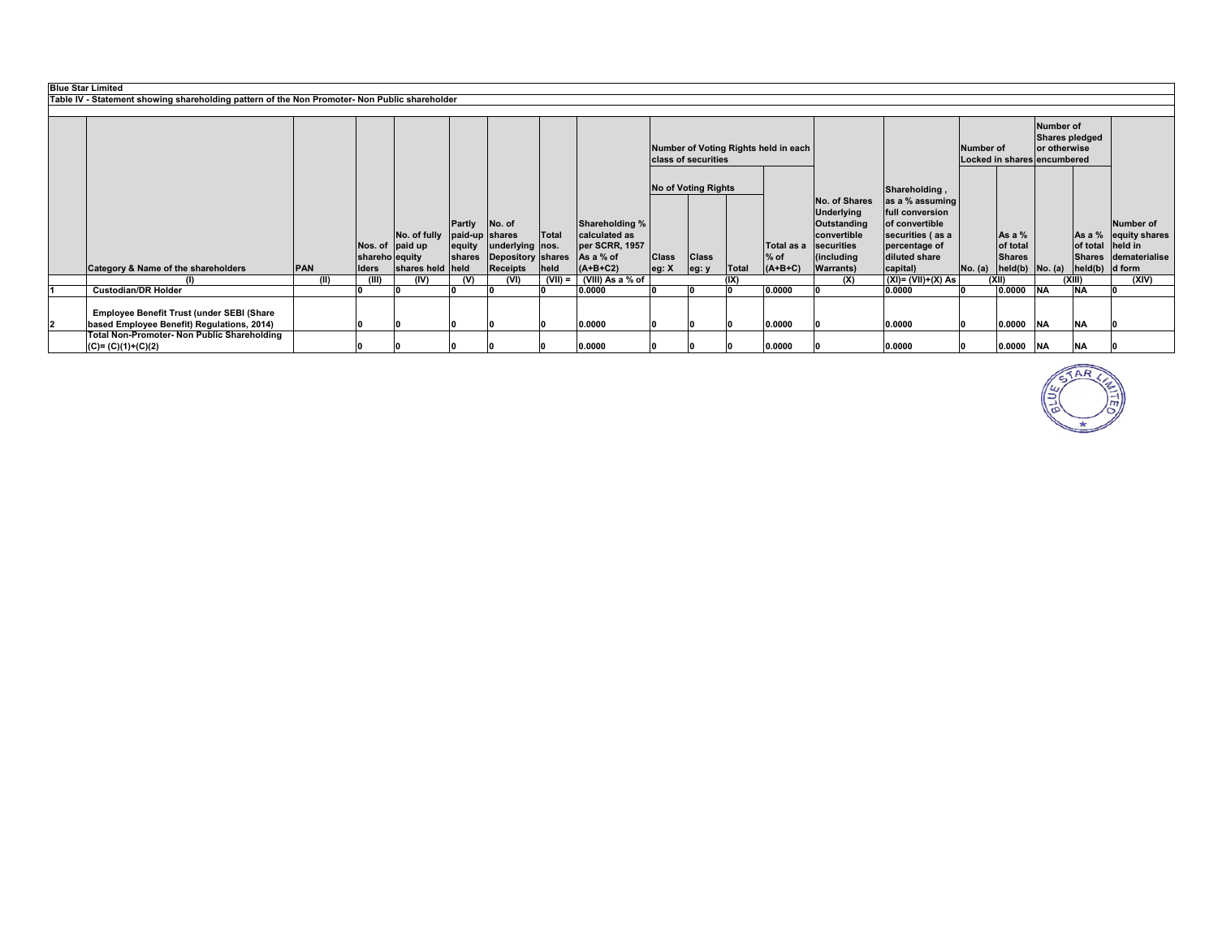**Blue Star Limited**

**Table IV - Statement showing shareholding pattern of the Non Promoter- Non Public shareholder**

| | Category & Name of the shareholders | PAN | Nos. of shareholders | No. of fully paid up equity shares held | Partly paid-up equity shares held | No. of shares underlying Depository Receipts | Total nos. shares held | Shareholding % calculated as per SCRR, 1957 As a % of (A+B+C2) | Number of Voting Rights held in each class of securities | | | | No. of Shares Underlying Outstanding convertible securities (including Warrants) | Shareholding , as a % assuming full conversion of convertible securities ( as a percentage of diluted share capital) | Number of Locked in shares | | Number of Shares pledged or otherwise encumbered | | Number of equity shares held in dematerialised form |
|---|---|---|---|---|---|---|---|---|---|---|---|---|---|---|---|---|---|---|---|
| | | | | | | | | | No of Voting Rights | | | Total as a % of (A+B+C) | | | No. (a) | As a % of total Shares held(b) | No. (a) | As a % of total Shares held(b) | |
| | | | | | | | | | Class eg: X | Class eg: y | Total | | | | | | | | |
| | (I) | (II) | (III) | (IV) | (V) | (VI) | (VII) = | (VIII) As a % of | | | (IX) | | (X) | (XI)= (VII)+(X) As | (XII) | | (XIII) | | (XIV) |
| 1 | Custodian/DR Holder | | 0 | 0 | 0 | 0 | 0 | 0.0000 | 0 | 0 | 0 | 0.0000 | 0 | 0.0000 | 0 | 0.0000 | NA | NA | 0 |
| 2 | Employee Benefit Trust (under SEBI (Share based Employee Benefit) Regulations, 2014) | | 0 | 0 | 0 | 0 | 0 | 0.0000 | 0 | 0 | 0 | 0.0000 | 0 | 0.0000 | 0 | 0.0000 | NA | NA | 0 |
| | Total Non-Promoter- Non Public Shareholding (C)= (C)(1)+(C)(2) | | 0 | 0 | 0 | 0 | 0 | 0.0000 | 0 | 0 | 0 | 0.0000 | 0 | 0.0000 | 0 | 0.0000 | NA | NA | 0 |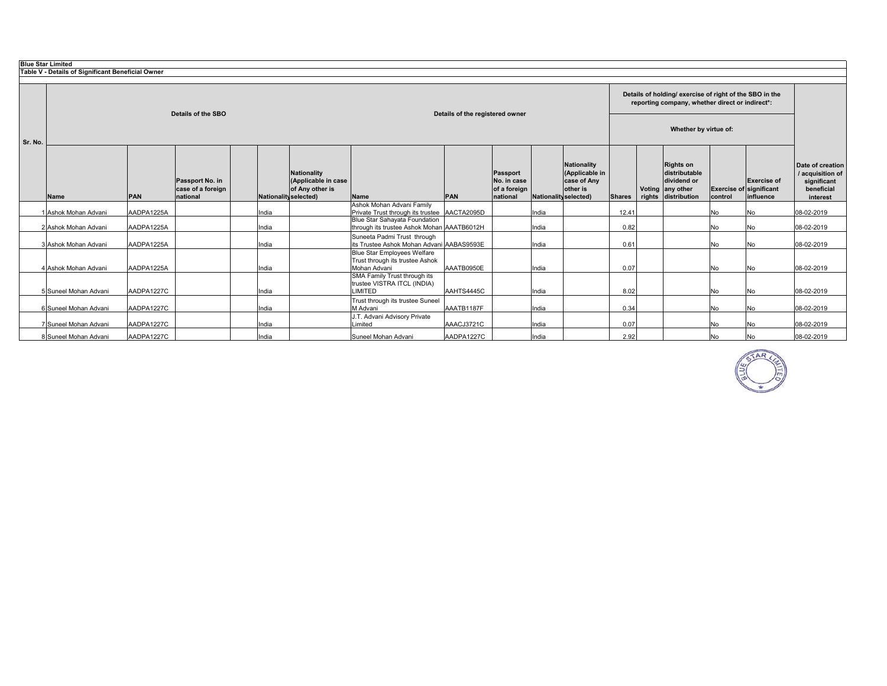**Blue Star Limited**

**Table V - Details of Significant Beneficial Owner**

| Sr. No. | Details of the SBO | | | | | Details of the registered owner | | | | | Details of holding/ exercise of right of the SBO in the reporting company, whether direct or indirect*: | | | | | Date of creation / acquisition of significant beneficial interest |
|---|---|---|---|---|---|---|---|---|---|---|---|---|---|---|---|---|
| | | | | | | | | | | | Whether by virtue of: | | | | | |
| | Name | PAN | Passport No. in case of a foreign national | Nationality | Nationality (Applicable in case of Any other is selected) | Name | PAN | Passport No. in case of a foreign national | Nationality | Nationality (Applicable in case of Any other is selected) | Shares | Voting rights | Rights on distributable dividend or any other distribution | Exercise of control | Exercise of significant influence | |
| 1 | Ashok Mohan Advani | AADPA1225A | | India | | Ashok Mohan Advani Family Private Trust through its trustee | AACTA2095D | | India | | 12.41 | | | No | No | 08-02-2019 |
| 2 | Ashok Mohan Advani | AADPA1225A | | India | | Blue Star Sahayata Foundation through its trustee Ashok Mohan | AAATB6012H | | India | | 0.82 | | | No | No | 08-02-2019 |
| 3 | Ashok Mohan Advani | AADPA1225A | | India | | Suneeta Padmi Trust through its Trustee Ashok Mohan Advani | AABAS9593E | | India | | 0.61 | | | No | No | 08-02-2019 |
| 4 | Ashok Mohan Advani | AADPA1225A | | India | | Blue Star Employees Welfare Trust through its trustee Ashok Mohan Advani | AAATB0950E | | India | | 0.07 | | | No | No | 08-02-2019 |
| 5 | Suneel Mohan Advani | AADPA1227C | | India | | SMA Family Trust through its trustee VISTRA ITCL (INDIA) LIMITED | AAHTS4445C | | India | | 8.02 | | | No | No | 08-02-2019 |
| 6 | Suneel Mohan Advani | AADPA1227C | | India | | Trust through its trustee Suneel M Advani | AAATB1187F | | India | | 0.34 | | | No | No | 08-02-2019 |
| 7 | Suneel Mohan Advani | AADPA1227C | | India | | J.T. Advani Advisory Private Limited | AAACJ3721C | | India | | 0.07 | | | No | No | 08-02-2019 |
| 8 | Suneel Mohan Advani | AADPA1227C | | India | | Suneel Mohan Advani | AADPA1227C | | India | | 2.92 | | | No | No | 08-02-2019 |